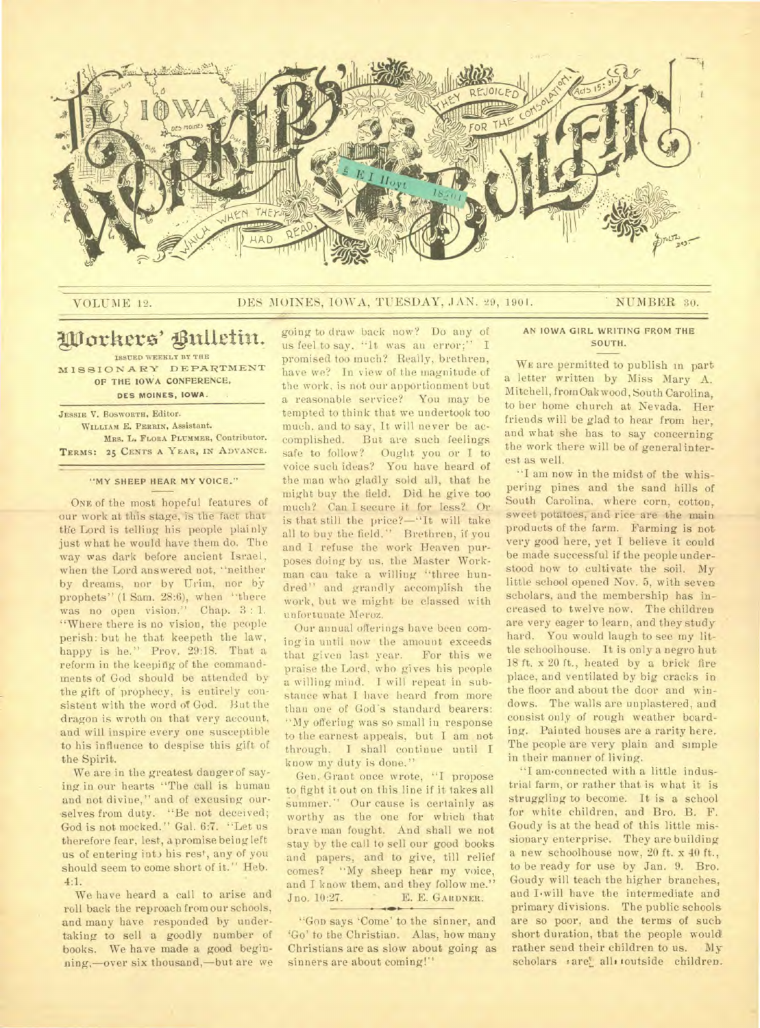# The Iowa Workers' Bulletin

"They rejoiced for the consolation" Acts 15:31 — "which when they had read"

VOLUME 12. DES MOINES, IOWA, TUESDAY, JAN. 29, 1901. NUMBER 30.

## Workers' Bulletin.

ISSUED WEEKLY BY THE MISSIONARY DEPARTMENT OF THE IOWA CONFERENCE, DES MOINES, IOWA.

JESSIE V. BOSWORTH, Editor.
WILLIAM E. PERRIN, Assistant.
MRS. L. FLORA PLUMMER, Contributor.
TERMS: 25 CENTS A YEAR, IN ADVANCE.

### "MY SHEEP HEAR MY VOICE."

ONE of the most hopeful features of our work at this stage, is the fact that the Lord is telling his people plainly just what he would have them do. The way was dark before ancient Israel, when the Lord answered not, "neither by dreams, nor by Urim, nor by prophets" (1 Sam. 28:6), and when "there was no open vision." Chap. 3:1. "Where there is no vision, the people perish: but he that keepeth the law, happy is he." Prov. 29:18. That a reform in the keeping of the commandments of God should be attended by the gift of prophecy, is entirely consistent with the word of God. But the dragon is wroth on that very account, and will inspire every one susceptible to his influence to despise this gift of the Spirit.

We are in the greatest danger of saying in our hearts "The call is human and not divine," and of excusing ourselves from duty. "Be not deceived; God is not mocked." Gal. 6:7. "Let us therefore fear, lest, a promise being left us of entering into his rest, any of you should seem to come short of it." Heb. 4:1.

We have heard a call to arise and roll back the reproach from our schools, and many have responded by undertaking to sell a goodly number of books. We have made a good beginning,—over six thousand,—but are we going to draw back now? Do any of us feel to say, "It was an error;" I promised too much? Really, brethren, have we? In view of the magnitude of the work, is not our apportionment but a reasonable service? You may be tempted to think that we undertook too much, and to say, It will never be accomplished. But are such feelings safe to follow? Ought you or I to voice such ideas? You have heard of the man who gladly sold all, that he might buy the field. Did he give too much? Can I secure it for less? Or is that still the price?—"It will take all to buy the field." Brethren, if you and I refuse the work Heaven purposes doing by us, the Master Workman can take a willing "three hundred" and grandly accomplish the work, but we might be classed with unfortunate Meroz.

Our annual offerings have been coming in until now the amount exceeds that given last year. For this we praise the Lord, who gives his people a willing mind. I will repeat in substance what I have heard from more than one of God's standard bearers: "My offering was so small in response to the earnest appeals, but I am not through. I shall continue until I know my duty is done."

Gen. Grant once wrote, "I propose to fight it out on this line if it takes all summer." Our cause is certainly as worthy as the one for which that brave man fought. And shall we not stay by the call to sell our good books and papers, and to give, till relief comes? "My sheep hear my voice, and I know them, and they follow me." Jno. 10:27.

E. E. GARDNER.

"GOD says 'Come' to the sinner, and 'Go' to the Christian. Alas, how many Christians are as slow about going as sinners are about coming!"

### AN IOWA GIRL WRITING FROM THE SOUTH.

WE are permitted to publish in part a letter written by Miss Mary A. Mitchell, from Oakwood, South Carolina, to her home church at Nevada. Her friends will be glad to hear from her, and what she has to say concerning the work there will be of general interest as well.

"I am now in the midst of the whispering pines and the sand hills of South Carolina, where corn, cotton, sweet potatoes, and rice are the main products of the farm. Farming is not very good here, yet I believe it could be made successful if the people understood how to cultivate the soil. My little school opened Nov. 5, with seven scholars, and the membership has increased to twelve now. The children are very eager to learn, and they study hard. You would laugh to see my little schoolhouse. It is only a negro hut 18 ft. x 20 ft., heated by a brick fire place, and ventilated by big cracks in the floor and about the door and windows. The walls are unplastered, and consist only of rough weather boarding. Painted houses are a rarity here. The people are very plain and simple in their manner of living.

"I am connected with a little industrial farm, or rather that is what it is struggling to become. It is a school for white children, and Bro. B. F. Goudy is at the head of this little missionary enterprise. They are building a new schoolhouse now, 20 ft. x 40 ft., to be ready for use by Jan. 9. Bro. Goudy will teach the higher branches, and I will have the intermediate and primary divisions. The public schools are so poor, and the terms of such short duration, that the people would rather send their children to us. My scholars are all outside children.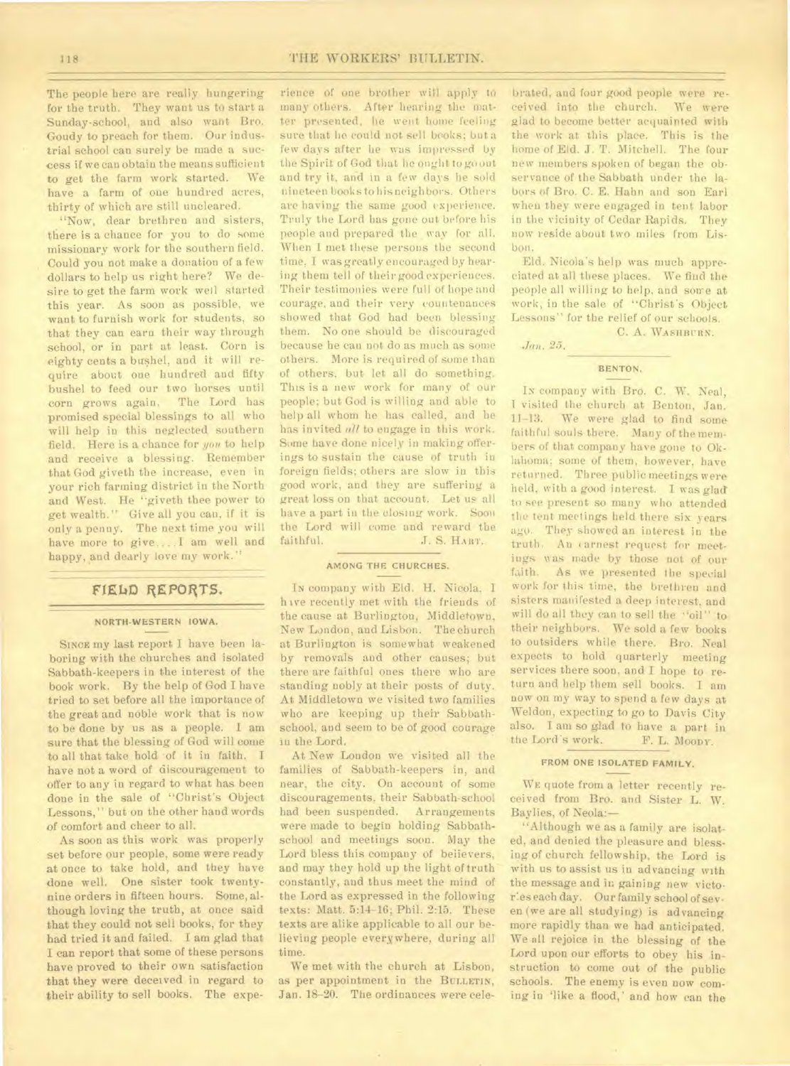The people here are really hungering for the truth. They want us to start a Sunday-school, and also want Bro. Goudy to preach for them. Our industrial school can surely be made a success if we can obtain the means sufficient to get the farm work started. We have a farm of one hundred acres, thirty of which are still uncleared.

"Now, dear brethren and sisters, there is a chance for you to do some missionary work for the southern field. Could you not make a donation of a few dollars to help us right here? We desire to get the farm work well started this year. As soon as possible, we want to furnish work for students, so that they can earn their way through school, or in part at least. Corn is eighty cents a bushel, and it will require about one hundred and fifty bushel to feed our two horses until corn grows again. The Lord has promised special blessings to all who will help in this neglected southern field. Here is a chance for *you* to help and receive a blessing. Remember that God giveth the increase, even in your rich farming district in the North and West. He "giveth thee power to get wealth." Give all you can, if it is only a penny. The next time you will have more to give.... I am well and happy, and dearly love my work."

## FIELD REPORTS.

### NORTH-WESTERN IOWA.

SINCE my last report I have been laboring with the churches and isolated Sabbath-keepers in the interest of the book work. By the help of God I have tried to set before all the importance of the great and noble work that is now to be done by us as a people. I am sure that the blessing of God will come to all that take hold of it in faith. I have not a word of discouragement to offer to any in regard to what has been done in the sale of "Christ's Object Lessons," but on the other hand words of comfort and cheer to all.

As soon as this work was properly set before our people, some were ready at once to take hold, and they have done well. One sister took twenty-nine orders in fifteen hours. Some, although loving the truth, at once said that they could not sell books, for they had tried it and failed. I am glad that I can report that some of these persons have proved to their own satisfaction that they were deceived in regard to their ability to sell books. The experience of one brother will apply to many others. After hearing the matter presented, he went home feeling sure that he could not sell books; but a few days after he was impressed by the Spirit of God that he ought to go out and try it, and in a few days he sold nineteen books to his neighbors. Others are having the same good experience. Truly the Lord has gone out before his people and prepared the way for all. When I met these persons the second time, I was greatly encouraged by hearing them tell of their good experiences. Their testimonies were full of hope and courage, and their very countenances showed that God had been blessing them. No one should be discouraged because he can not do as much as some others. More is required of some than of others, but let all do something. This is a new work for many of our people; but God is willing and able to help all whom he has called, and he has invited *all* to engage in this work. Some have done nicely in making offerings to sustain the cause of truth in foreign fields; others are slow in this good work, and they are suffering a great loss on that account. Let us all have a part in the closing work. Soon the Lord will come and reward the faithful.

J. S. HART.

### AMONG THE CHURCHES.

IN company with Eld. H. Nicola, I have recently met with the friends of the cause at Burlington, Middletown, New London, and Lisbon. The church at Burlington is somewhat weakened by removals and other causes; but there are faithful ones there who are standing nobly at their posts of duty. At Middletown we visited two families who are keeping up their Sabbath-school, and seem to be of good courage in the Lord.

At New London we visited all the families of Sabbath-keepers in, and near, the city. On account of some discouragements, their Sabbath-school had been suspended. Arrangements were made to begin holding Sabbath-school and meetings soon. May the Lord bless this company of believers, and may they hold up the light of truth constantly, and thus meet the mind of the Lord as expressed in the following texts: Matt. 5:14-16; Phil. 2:15. These texts are alike applicable to all our believing people everywhere, during all time.

We met with the church at Lisbon, as per appointment in the BULLETIN, Jan. 18-20. The ordinances were celebrated, and four good people were received into the church. We were glad to become better acquainted with the work at this place. This is the home of Eld. J. T. Mitchell. The four new members spoken of began the observance of the Sabbath under the labors of Bro. C. E. Hahn and son Earl when they were engaged in tent labor in the vicinity of Cedar Rapids. They now reside about two miles from Lisbon.

Eld. Nicola's help was much appreciated at all these places. We find the people all willing to help, and some at work, in the sale of "Christ's Object Lessons" for the relief of our schools.

C. A. WASHBURN.

*Jan. 25.*

### BENTON.

IN company with Bro. C. W. Neal, I visited the church at Benton, Jan. 11-13. We were glad to find some faithful souls there. Many of the members of that company have gone to Oklahoma; some of them, however, have returned. Three public meetings were held, with a good interest. I was glad to see present so many who attended the tent meetings held there six years ago. They showed an interest in the truth. An earnest request for meetings was made by those not of our faith. As we presented the special work for this time, the brethren and sisters manifested a deep interest, and will do all they can to sell the "oil" to their neighbors. We sold a few books to outsiders while there. Bro. Neal expects to hold quarterly meeting services there soon, and I hope to return and help them sell books. I am now on my way to spend a few days at Weldon, expecting to go to Davis City also. I am so glad to have a part in the Lord's work.

F. L. MOODY.

### FROM ONE ISOLATED FAMILY.

WE quote from a letter recently received from Bro. and Sister L. W. Baylies, of Neola:—

"Although we as a family are isolated, and denied the pleasure and blessing of church fellowship, the Lord is with us to assist us in advancing with the message and in gaining new victories each day. Our family school of seven (we are all studying) is advancing more rapidly than we had anticipated. We all rejoice in the blessing of the Lord upon our efforts to obey his instruction to come out of the public schools. The enemy is even now coming in 'like a flood,' and how can the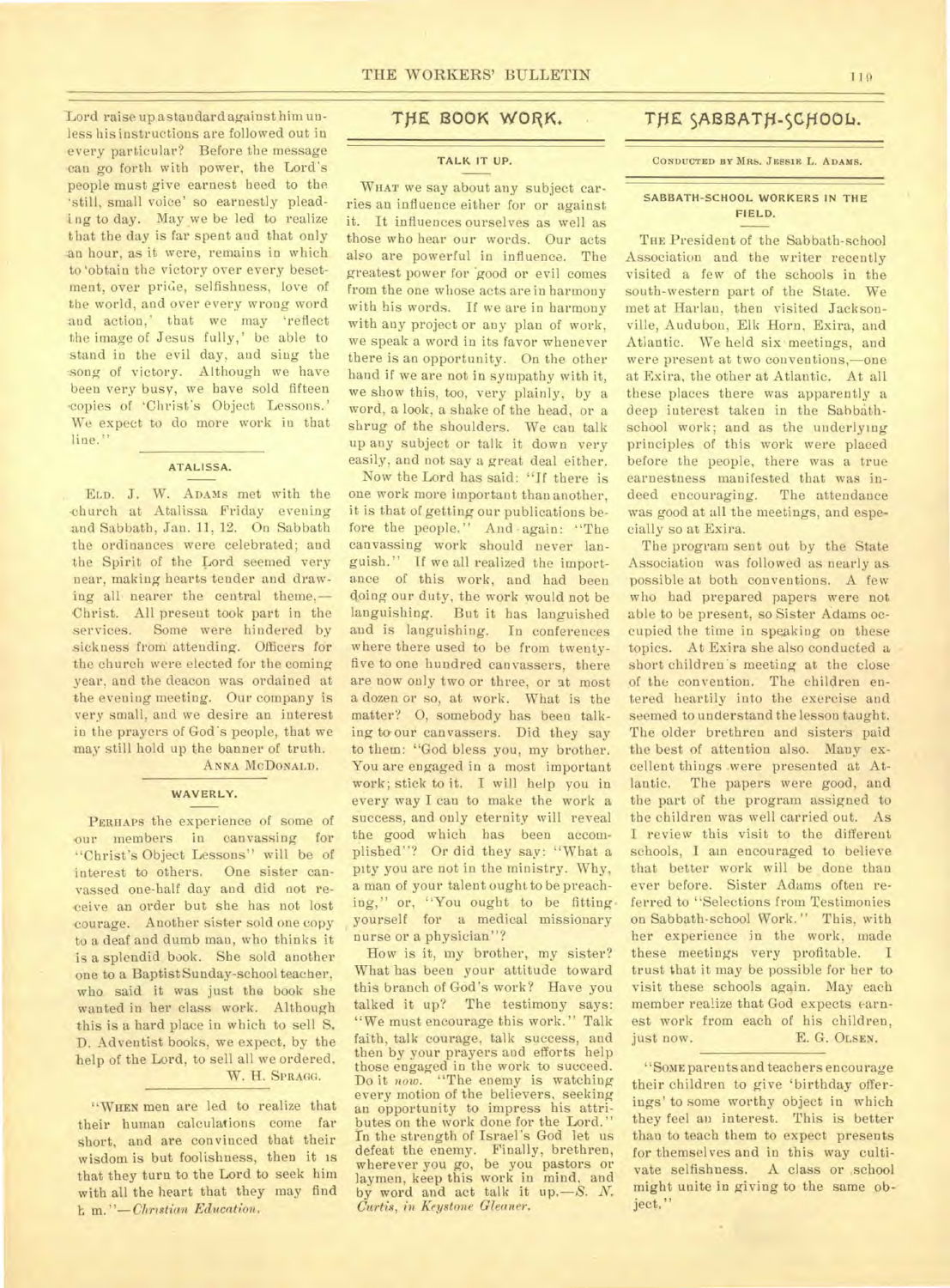Lord raise up a standard against him unless his instructions are followed out in every particular? Before the message can go forth with power, the Lord's people must give earnest heed to the 'still, small voice' so earnestly pleading to day. May we be led to realize that the day is far spent and that only an hour, as it were, remains in which to 'obtain the victory over every besetment, over pride, selfishness, love of the world, and over every wrong word and action,' that we may 'reflect the image of Jesus fully,' be able to stand in the evil day, and sing the song of victory. Although we have been very busy, we have sold fifteen copies of 'Christ's Object Lessons.' We expect to do more work in that line."

### ATALISSA.

ELD. J. W. ADAMS met with the church at Atalissa Friday evening and Sabbath, Jan. 11, 12. On Sabbath the ordinances were celebrated; and the Spirit of the Lord seemed very near, making hearts tender and drawing all nearer the central theme,—Christ. All present took part in the services. Some were hindered by sickness from attending. Officers for the church were elected for the coming year, and the deacon was ordained at the evening meeting. Our company is very small, and we desire an interest in the prayers of God's people, that we may still hold up the banner of truth.

ANNA MCDONALD.

### WAVERLY.

PERHAPS the experience of some of our members in canvassing for "Christ's Object Lessons" will be of interest to others. One sister canvassed one-half day and did not receive an order but she has not lost courage. Another sister sold one copy to a deaf and dumb man, who thinks it is a splendid book. She sold another one to a Baptist Sunday-school teacher, who said it was just the book she wanted in her class work. Although this is a hard place in which to sell S. D. Adventist books, we expect, by the help of the Lord, to sell all we ordered.

W. H. SPRAGG.

"WHEN men are led to realize that their human calculations come far short, and are convinced that their wisdom is but foolishness, then it is that they turn to the Lord to seek him with all the heart that they may find him."—*Christian Education.*

## THE BOOK WORK.

### TALK IT UP.

WHAT we say about any subject carries an influence either for or against it. It influences ourselves as well as those who hear our words. Our acts also are powerful in influence. The greatest power for good or evil comes from the one whose acts are in harmony with his words. If we are in harmony with any project or any plan of work, we speak a word in its favor whenever there is an opportunity. On the other hand if we are not in sympathy with it, we show this, too, very plainly, by a word, a look, a shake of the head, or a shrug of the shoulders. We can talk up any subject or talk it down very easily, and not say a great deal either.

Now the Lord has said: "If there is one work more important than another, it is that of getting our publications before the people." And again: "The canvassing work should never languish." If we all realized the importance of this work, and had been doing our duty, the work would not be languishing. But it has languished and is languishing. In conferences where there used to be from twenty-five to one hundred canvassers, there are now only two or three, or at most a dozen or so, at work. What is the matter? O, somebody has been talking to our canvassers. Did they say to them: "God bless you, my brother. You are engaged in a most important work; stick to it. I will help you in every way I can to make the work a success, and only eternity will reveal the good which has been accomplished"? Or did they say: "What a pity you are not in the ministry. Why, a man of your talent ought to be preaching," or, "You ought to be fitting yourself for a medical missionary nurse or a physician"?

How is it, my brother, my sister? What has been your attitude toward this branch of God's work? Have you talked it up? The testimony says: "We must encourage this work." Talk faith, talk courage, talk success, and then by your prayers and efforts help those engaged in the work to succeed. Do it *now.* "The enemy is watching every motion of the believers, seeking an opportunity to impress his attributes on the work done for the Lord." In the strength of Israel's God let us defeat the enemy. Finally, brethren, wherever you go, be you pastors or laymen, keep this work in mind, and by word and act talk it up.—*S. N. Curtis, in Keystone Gleaner.*

## THE SABBATH-SCHOOL.

CONDUCTED BY MRS. JESSIE L. ADAMS.

### SABBATH-SCHOOL WORKERS IN THE FIELD.

THE President of the Sabbath-school Association and the writer recently visited a few of the schools in the south-western part of the State. We met at Harlan, then visited Jacksonville, Audubon, Elk Horn, Exira, and Atlantic. We held six meetings, and were present at two conventions,—one at Exira, the other at Atlantic. At all these places there was apparently a deep interest taken in the Sabbath-school work; and as the underlying principles of this work were placed before the people, there was a true earnestness manifested that was indeed encouraging. The attendance was good at all the meetings, and especially so at Exira.

The program sent out by the State Association was followed as nearly as possible at both conventions. A few who had prepared papers were not able to be present, so Sister Adams occupied the time in speaking on these topics. At Exira she also conducted a short children's meeting at the close of the convention. The children entered heartily into the exercise and seemed to understand the lesson taught. The older brethren and sisters paid the best of attention also. Many excellent things were presented at Atlantic. The papers were good, and the part of the program assigned to the children was well carried out. As I review this visit to the different schools, I am encouraged to believe that better work will be done than ever before. Sister Adams often referred to "Selections from Testimonies on Sabbath-school Work." This, with her experience in the work, made these meetings very profitable. I trust that it may be possible for her to visit these schools again. May each member realize that God expects earnest work from each of his children, just now.

E. G. OLSEN.

"SOME parents and teachers encourage their children to give 'birthday offerings' to some worthy object in which they feel an interest. This is better than to teach them to expect presents for themselves and in this way cultivate selfishness. A class or school might unite in giving to the same object."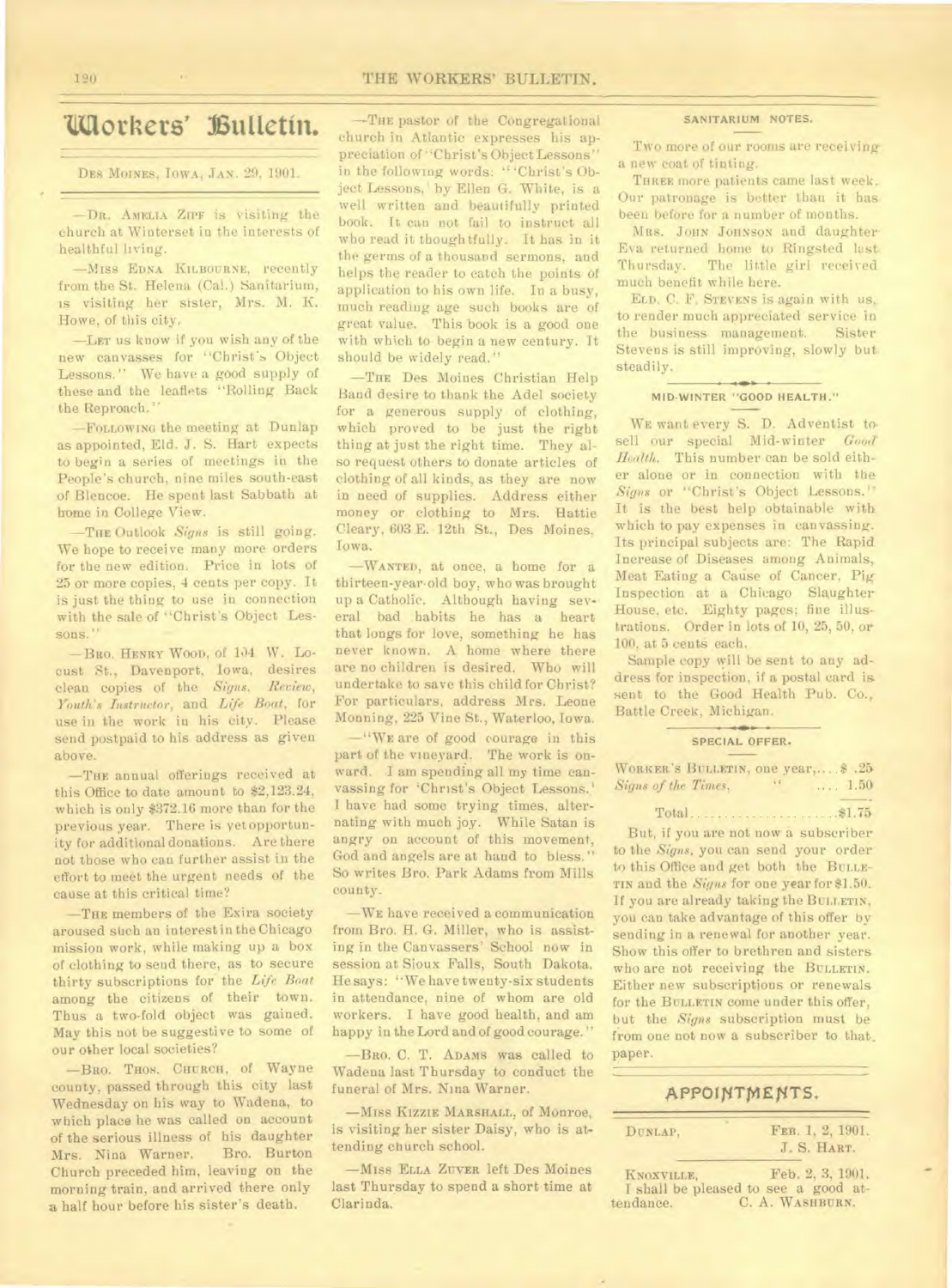# Workers' Bulletin.

DES MOINES, IOWA, JAN. 29, 1901.

—DR. AMELIA ZIPF is visiting the church at Winterset in the interests of healthful living.

—MISS EDNA KILBOURNE, recently from the St. Helena (Cal.) Sanitarium, is visiting her sister, Mrs. M. K. Howe, of this city.

—LET us know if you wish any of the new canvasses for "Christ's Object Lessons." We have a good supply of these and the leaflets "Rolling Back the Reproach."

—FOLLOWING the meeting at Dunlap as appointed, Eld. J. S. Hart expects to begin a series of meetings in the People's church, nine miles south-east of Blencoe. He spent last Sabbath at home in College View.

—THE Outlook *Signs* is still going. We hope to receive many more orders for the new edition. Price in lots of 25 or more copies, 4 cents per copy. It is just the thing to use in connection with the sale of "Christ's Object Lessons."

—BRO. HENRY WOOD, of 104 W. Locust St., Davenport, Iowa, desires clean copies of the *Signs*, *Review*, *Youth's Instructor*, and *Life Boat*, for use in the work in his city. Please send postpaid to his address as given above.

—THE annual offerings received at this Office to date amount to $2,123.24, which is only $372.16 more than for the previous year. There is yet opportunity for additional donations. Are there not those who can further assist in the effort to meet the urgent needs of the cause at this critical time?

—THE members of the Exira society aroused such an interest in the Chicago mission work, while making up a box of clothing to send there, as to secure thirty subscriptions for the *Life Boat* among the citizens of their town. Thus a two-fold object was gained. May this not be suggestive to some of our other local societies?

—BRO. THOS. CHURCH, of Wayne county, passed through this city last Wednesday on his way to Wadena, to which place he was called on account of the serious illness of his daughter Mrs. Nina Warner. Bro. Burton Church preceded him, leaving on the morning train, and arrived there only a half hour before his sister's death.

—THE pastor of the Congregational church in Atlantic expresses his appreciation of "Christ's Object Lessons" in the following words: "'Christ's Object Lessons,' by Ellen G. White, is a well written and beautifully printed book. It can not fail to instruct all who read it thoughtfully. It has in it the germs of a thousand sermons, and helps the reader to catch the points of application to his own life. In a busy, much reading age such books are of great value. This book is a good one with which to begin a new century. It should be widely read."

—THE Des Moines Christian Help Band desire to thank the Adel society for a generous supply of clothing, which proved to be just the right thing at just the right time. They also request others to donate articles of clothing of all kinds, as they are now in need of supplies. Address either money or clothing to Mrs. Hattie Cleary, 603 E. 12th St., Des Moines, Iowa.

—WANTED, at once, a home for a thirteen-year-old boy, who was brought up a Catholic. Although having several bad habits he has a heart that longs for love, something he has never known. A home where there are no children is desired. Who will undertake to save this child for Christ? For particulars, address Mrs. Leone Monning, 225 Vine St., Waterloo, Iowa.

—"WE are of good courage in this part of the vineyard. The work is onward. I am spending all my time canvassing for 'Christ's Object Lessons.' I have had some trying times, alternating with much joy. While Satan is angry on account of this movement, God and angels are at hand to bless." So writes Bro. Park Adams from Mills county.

—WE have received a communication from Bro. H. G. Miller, who is assisting in the Canvassers' School now in session at Sioux Falls, South Dakota. He says: "We have twenty-six students in attendance, nine of whom are old workers. I have good health, and am happy in the Lord and of good courage."

—BRO. C. T. ADAMS was called to Wadena last Thursday to conduct the funeral of Mrs. Nina Warner.

—MISS KIZZIE MARSHALL, of Monroe, is visiting her sister Daisy, who is attending church school.

—MISS ELLA ZUVER left Des Moines last Thursday to spend a short time at Clarinda.

## SANITARIUM NOTES.

Two more of our rooms are receiving a new coat of tinting.

THREE more patients came last week. Our patronage is better than it has been before for a number of months.

MRS. JOHN JOHNSON and daughter Eva returned home to Ringsted last Thursday. The little girl received much benefit while here.

ELD. C. F. STEVENS is again with us, to render much appreciated service in the business management. Sister Stevens is still improving, slowly but steadily.

## MID-WINTER "GOOD HEALTH."

WE want every S. D. Adventist to sell our special Mid-winter *Good Health*. This number can be sold either alone or in connection with the *Signs* or "Christ's Object Lessons." It is the best help obtainable with which to pay expenses in canvassing. Its principal subjects are: The Rapid Increase of Diseases among Animals, Meat Eating a Cause of Cancer, Pig Inspection at a Chicago Slaughter House, etc. Eighty pages; fine illustrations. Order in lots of 10, 25, 50, or 100, at 5 cents each.

Sample copy will be sent to any address for inspection, if a postal card is sent to the Good Health Pub. Co., Battle Creek, Michigan.

## SPECIAL OFFER.

| | | |
|---|---|---|
| WORKER'S BULLETIN, one year, | .... | $ .25 |
| *Signs of the Times*, | " .... | 1.50 |
| Total | .................... | $1.75 |

But, if you are not now a subscriber to the *Signs*, you can send your order to this Office and get both the BULLETIN and the *Signs* for one year for $1.50. If you are already taking the BULLETIN, you can take advantage of this offer by sending in a renewal for another year. Show this offer to brethren and sisters who are not receiving the BULLETIN. Either new subscriptions or renewals for the BULLETIN come under this offer, but the *Signs* subscription must be from one not now a subscriber to that paper.

## APPOINTMENTS.

DUNLAP, FEB. 1, 2, 1901.
J. S. HART.

KNOXVILLE, Feb. 2, 3, 1901.
I shall be pleased to see a good attendance. C. A. WASHBURN.